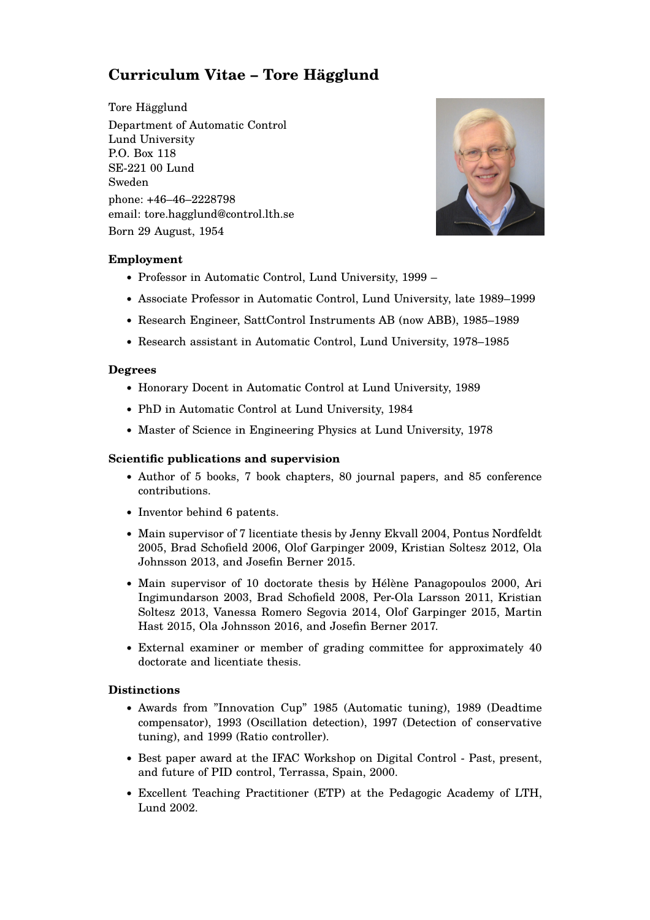# Curriculum Vitae – Tore Hägglund

Tore Hägglund

Department of Automatic Control
Lund University
P.O. Box 118
SE-221 00 Lund
Sweden

phone: +46–46–2228798
email: tore.hagglund@control.lth.se

Born 29 August, 1954

### Employment

- Professor in Automatic Control, Lund University, 1999 –
- Associate Professor in Automatic Control, Lund University, late 1989–1999
- Research Engineer, SattControl Instruments AB (now ABB), 1985–1989
- Research assistant in Automatic Control, Lund University, 1978–1985

### Degrees

- Honorary Docent in Automatic Control at Lund University, 1989
- PhD in Automatic Control at Lund University, 1984
- Master of Science in Engineering Physics at Lund University, 1978

### Scientific publications and supervision

- Author of 5 books, 7 book chapters, 80 journal papers, and 85 conference contributions.
- Inventor behind 6 patents.
- Main supervisor of 7 licentiate thesis by Jenny Ekvall 2004, Pontus Nordfeldt 2005, Brad Schofield 2006, Olof Garpinger 2009, Kristian Soltesz 2012, Ola Johnsson 2013, and Josefin Berner 2015.
- Main supervisor of 10 doctorate thesis by Hélène Panagopoulos 2000, Ari Ingimundarson 2003, Brad Schofield 2008, Per-Ola Larsson 2011, Kristian Soltesz 2013, Vanessa Romero Segovia 2014, Olof Garpinger 2015, Martin Hast 2015, Ola Johnsson 2016, and Josefin Berner 2017.
- External examiner or member of grading committee for approximately 40 doctorate and licentiate thesis.

### Distinctions

- Awards from "Innovation Cup" 1985 (Automatic tuning), 1989 (Deadtime compensator), 1993 (Oscillation detection), 1997 (Detection of conservative tuning), and 1999 (Ratio controller).
- Best paper award at the IFAC Workshop on Digital Control - Past, present, and future of PID control, Terrassa, Spain, 2000.
- Excellent Teaching Practitioner (ETP) at the Pedagogic Academy of LTH, Lund 2002.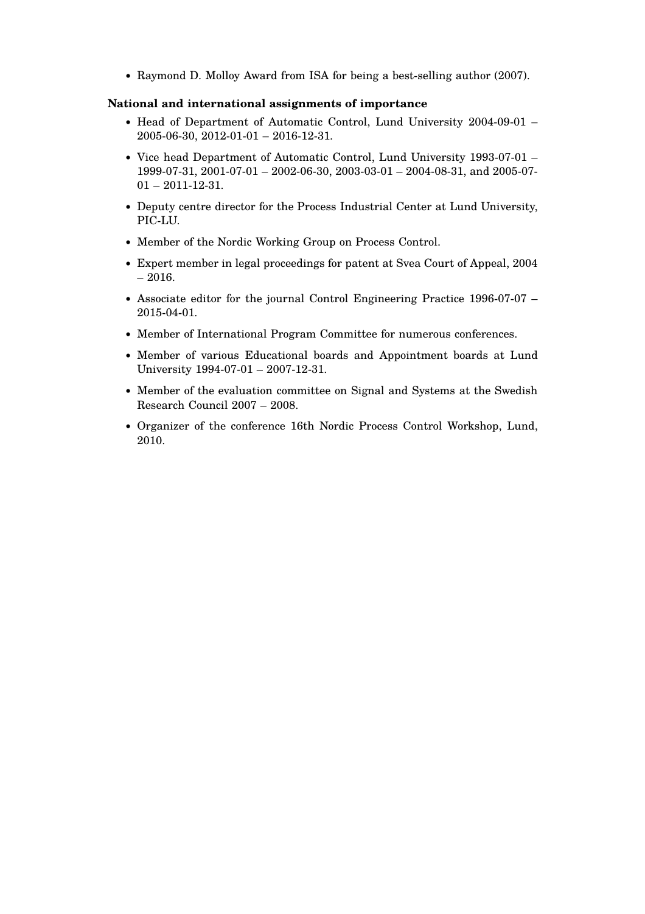- Raymond D. Molloy Award from ISA for being a best-selling author (2007).

**National and international assignments of importance**

- Head of Department of Automatic Control, Lund University 2004-09-01 – 2005-06-30, 2012-01-01 – 2016-12-31.
- Vice head Department of Automatic Control, Lund University 1993-07-01 – 1999-07-31, 2001-07-01 – 2002-06-30, 2003-03-01 – 2004-08-31, and 2005-07-01 – 2011-12-31.
- Deputy centre director for the Process Industrial Center at Lund University, PIC-LU.
- Member of the Nordic Working Group on Process Control.
- Expert member in legal proceedings for patent at Svea Court of Appeal, 2004 – 2016.
- Associate editor for the journal Control Engineering Practice 1996-07-07 – 2015-04-01.
- Member of International Program Committee for numerous conferences.
- Member of various Educational boards and Appointment boards at Lund University 1994-07-01 – 2007-12-31.
- Member of the evaluation committee on Signal and Systems at the Swedish Research Council 2007 – 2008.
- Organizer of the conference 16th Nordic Process Control Workshop, Lund, 2010.